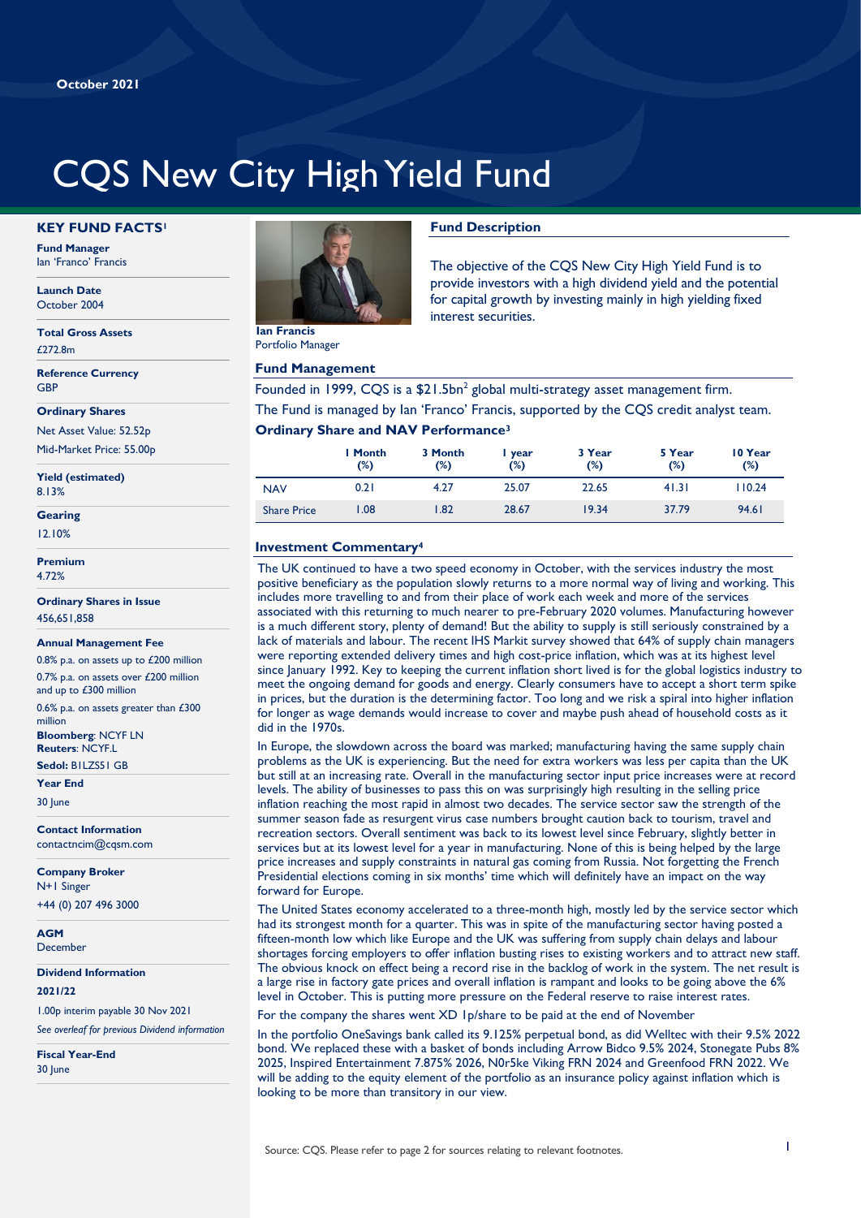October 2021

# CQS New City High Yield Fund

## KEY FUND FACTS[1]

**Fund Manager**
Ian 'Franco' Francis

**Launch Date**
October 2004

**Total Gross Assets**
£272.8m

**Reference Currency**
GBP

**Ordinary Shares**
Net Asset Value: 52.52p
Mid-Market Price: 55.00p

**Yield (estimated)**
8.13%

**Gearing**
12.10%

**Premium**
4.72%

**Ordinary Shares in Issue**
456,651,858

**Annual Management Fee**
0.8% p.a. on assets up to £200 million
0.7% p.a. on assets over £200 million and up to £300 million
0.6% p.a. on assets greater than £300 million

**Bloomberg**: NCYF LN
**Reuters**: NCYF.L
**Sedol:** B1LZS51 GB

**Year End**
30 June

**Contact Information**
contactncim@cqsm.com

**Company Broker**
N+1 Singer
+44 (0) 207 496 3000

**AGM**
December

**Dividend Information**
**2021/22**
1.00p interim payable 30 Nov 2021
*See overleaf for previous Dividend information*

**Fiscal Year-End**
30 June

**Ian Francis**
Portfolio Manager

### Fund Description

The objective of the CQS New City High Yield Fund is to provide investors with a high dividend yield and the potential for capital growth by investing mainly in high yielding fixed interest securities.

### Fund Management

Founded in 1999, CQS is a $21.5bn[2] global multi-strategy asset management firm.

The Fund is managed by Ian 'Franco' Francis, supported by the CQS credit analyst team.

### Ordinary Share and NAV Performance[3]

| | 1 Month (%) | 3 Month (%) | 1 year (%) | 3 Year (%) | 5 Year (%) | 10 Year (%) |
|---|---|---|---|---|---|---|
| NAV | 0.21 | 4.27 | 25.07 | 22.65 | 41.31 | 110.24 |
| Share Price | 1.08 | 1.82 | 28.67 | 19.34 | 37.79 | 94.61 |

### Investment Commentary[4]

The UK continued to have a two speed economy in October, with the services industry the most positive beneficiary as the population slowly returns to a more normal way of living and working. This includes more travelling to and from their place of work each week and more of the services associated with this returning to much nearer to pre-February 2020 volumes. Manufacturing however is a much different story, plenty of demand! But the ability to supply is still seriously constrained by a lack of materials and labour. The recent IHS Markit survey showed that 64% of supply chain managers were reporting extended delivery times and high cost-price inflation, which was at its highest level since January 1992. Key to keeping the current inflation short lived is for the global logistics industry to meet the ongoing demand for goods and energy. Clearly consumers have to accept a short term spike in prices, but the duration is the determining factor. Too long and we risk a spiral into higher inflation for longer as wage demands would increase to cover and maybe push ahead of household costs as it did in the 1970s.

In Europe, the slowdown across the board was marked; manufacturing having the same supply chain problems as the UK is experiencing. But the need for extra workers was less per capita than the UK but still at an increasing rate. Overall in the manufacturing sector input price increases were at record levels. The ability of businesses to pass this on was surprisingly high resulting in the selling price inflation reaching the most rapid in almost two decades. The service sector saw the strength of the summer season fade as resurgent virus case numbers brought caution back to tourism, travel and recreation sectors. Overall sentiment was back to its lowest level since February, slightly better in services but at its lowest level for a year in manufacturing. None of this is being helped by the large price increases and supply constraints in natural gas coming from Russia. Not forgetting the French Presidential elections coming in six months' time which will definitely have an impact on the way forward for Europe.

The United States economy accelerated to a three-month high, mostly led by the service sector which had its strongest month for a quarter. This was in spite of the manufacturing sector having posted a fifteen-month low which like Europe and the UK was suffering from supply chain delays and labour shortages forcing employers to offer inflation busting rises to existing workers and to attract new staff. The obvious knock on effect being a record rise in the backlog of work in the system. The net result is a large rise in factory gate prices and overall inflation is rampant and looks to be going above the 6% level in October. This is putting more pressure on the Federal reserve to raise interest rates.

For the company the shares went XD 1p/share to be paid at the end of November

In the portfolio OneSavings bank called its 9.125% perpetual bond, as did Welltec with their 9.5% 2022 bond. We replaced these with a basket of bonds including Arrow Bidco 9.5% 2024, Stonegate Pubs 8% 2025, Inspired Entertainment 7.875% 2026, N0r5ke Viking FRN 2024 and Greenfood FRN 2022. We will be adding to the equity element of the portfolio as an insurance policy against inflation which is looking to be more than transitory in our view.

Source: CQS. Please refer to page 2 for sources relating to relevant footnotes.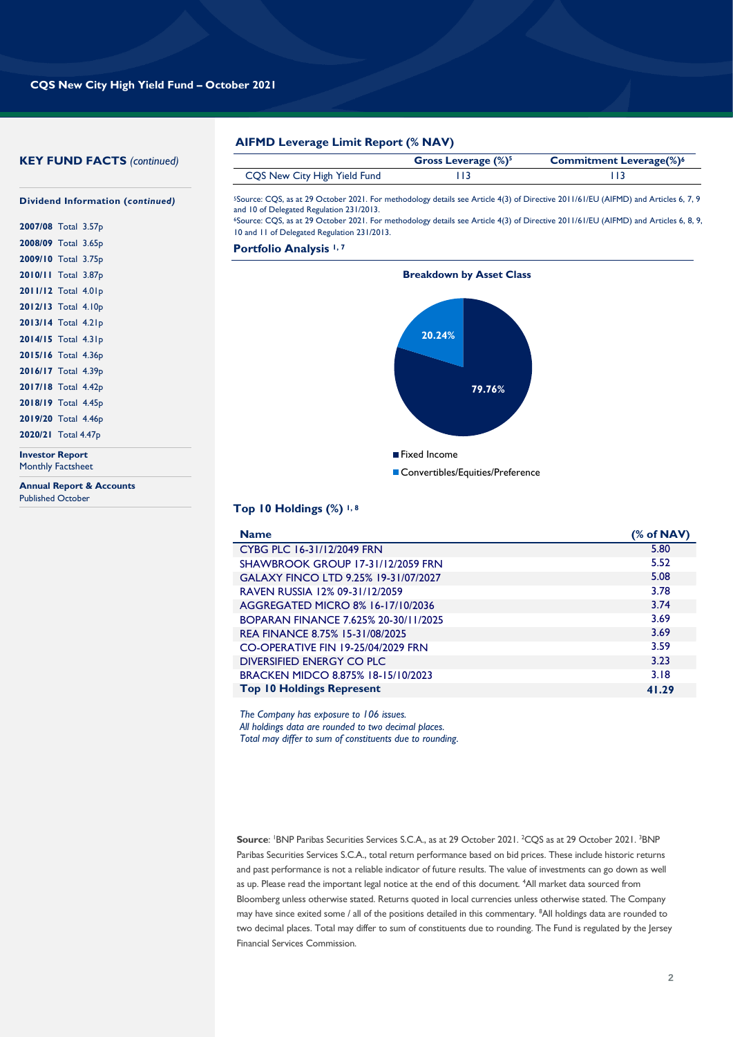## KEY FUND FACTS *(continued)*

**Dividend Information (*continued)***

**2007/08** Total 3.57p
**2008/09** Total 3.65p
**2009/10** Total 3.75p
**2010/11** Total 3.87p
**2011/12** Total 4.01p
**2012/13** Total 4.10p
**2013/14** Total 4.21p
**2014/15** Total 4.31p
**2015/16** Total 4.36p
**2016/17** Total 4.39p
**2017/18** Total 4.42p
**2018/19** Total 4.45p
**2019/20** Total 4.46p
**2020/21** Total 4.47p

**Investor Report**
Monthly Factsheet

**Annual Report & Accounts**
Published October

## AIFMD Leverage Limit Report (% NAV)

| | Gross Leverage (%)[5] | Commitment Leverage(%)[6] |
|---|---|---|
| CQS New City High Yield Fund | 113 | 113 |

[5]Source: CQS, as at 29 October 2021. For methodology details see Article 4(3) of Directive 2011/61/EU (AIFMD) and Articles 6, 7, 9 and 10 of Delegated Regulation 231/2013.
[6]Source: CQS, as at 29 October 2021. For methodology details see Article 4(3) of Directive 2011/61/EU (AIFMD) and Articles 6, 8, 9, 10 and 11 of Delegated Regulation 231/2013.

## Portfolio Analysis [1, 7]

**Breakdown by Asset Class**

20.24%
79.76%

Fixed Income
Convertibles/Equities/Preference

## Top 10 Holdings (%) [1, 8]

| Name | (% of NAV) |
|---|---|
| CYBG PLC 16-31/12/2049 FRN | 5.80 |
| SHAWBROOK GROUP 17-31/12/2059 FRN | 5.52 |
| GALAXY FINCO LTD 9.25% 19-31/07/2027 | 5.08 |
| RAVEN RUSSIA 12% 09-31/12/2059 | 3.78 |
| AGGREGATED MICRO 8% 16-17/10/2036 | 3.74 |
| BOPARAN FINANCE 7.625% 20-30/11/2025 | 3.69 |
| REA FINANCE 8.75% 15-31/08/2025 | 3.69 |
| CO-OPERATIVE FIN 19-25/04/2029 FRN | 3.59 |
| DIVERSIFIED ENERGY CO PLC | 3.23 |
| BRACKEN MIDCO 8.875% 18-15/10/2023 | 3.18 |
| **Top 10 Holdings Represent** | **41.29** |

*The Company has exposure to 106 issues.*
*All holdings data are rounded to two decimal places.*
*Total may differ to sum of constituents due to rounding.*

**Source**: [1]BNP Paribas Securities Services S.C.A., as at 29 October 2021. [2]CQS as at 29 October 2021. [3]BNP Paribas Securities Services S.C.A., total return performance based on bid prices. These include historic returns and past performance is not a reliable indicator of future results. The value of investments can go down as well as up. Please read the important legal notice at the end of this document. [4]All market data sourced from Bloomberg unless otherwise stated. Returns quoted in local currencies unless otherwise stated. The Company may have since exited some / all of the positions detailed in this commentary. [8]All holdings data are rounded to two decimal places. Total may differ to sum of constituents due to rounding. The Fund is regulated by the Jersey Financial Services Commission.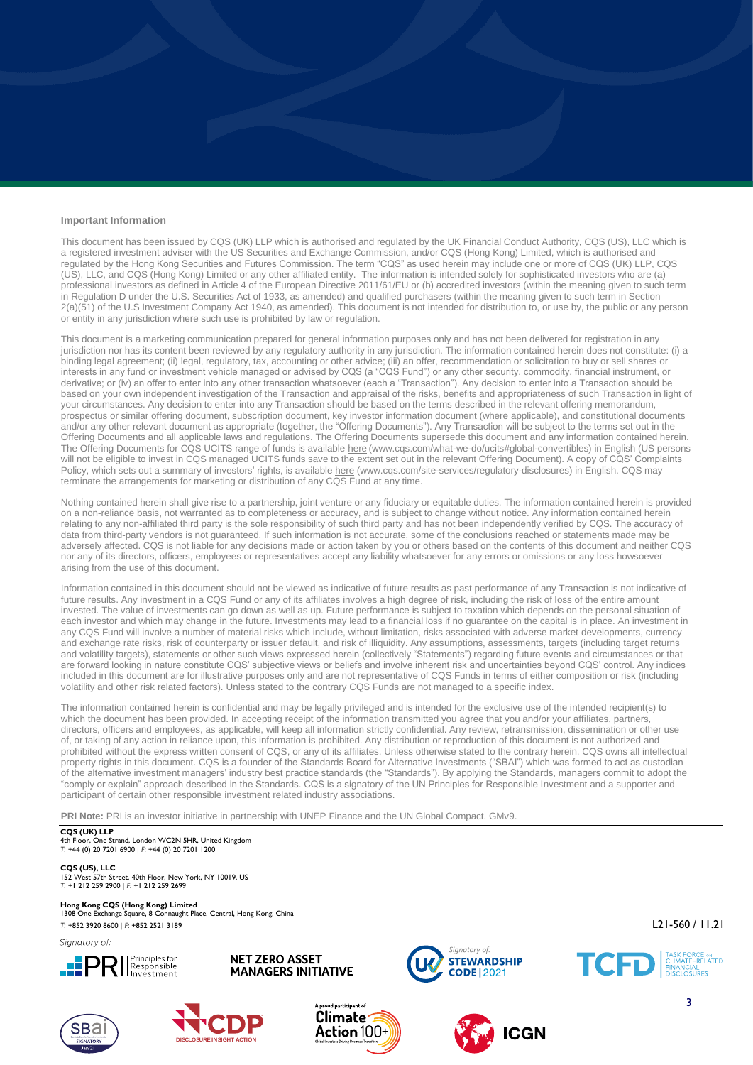## Important Information

This document has been issued by CQS (UK) LLP which is authorised and regulated by the UK Financial Conduct Authority, CQS (US), LLC which is a registered investment adviser with the US Securities and Exchange Commission, and/or CQS (Hong Kong) Limited, which is authorised and regulated by the Hong Kong Securities and Futures Commission. The term "CQS" as used herein may include one or more of CQS (UK) LLP, CQS (US), LLC, and CQS (Hong Kong) Limited or any other affiliated entity. The information is intended solely for sophisticated investors who are (a) professional investors as defined in Article 4 of the European Directive 2011/61/EU or (b) accredited investors (within the meaning given to such term in Regulation D under the U.S. Securities Act of 1933, as amended) and qualified purchasers (within the meaning given to such term in Section 2(a)(51) of the U.S Investment Company Act 1940, as amended). This document is not intended for distribution to, or use by, the public or any person or entity in any jurisdiction where such use is prohibited by law or regulation.

This document is a marketing communication prepared for general information purposes only and has not been delivered for registration in any jurisdiction nor has its content been reviewed by any regulatory authority in any jurisdiction. The information contained herein does not constitute: (i) a binding legal agreement; (ii) legal, regulatory, tax, accounting or other advice; (iii) an offer, recommendation or solicitation to buy or sell shares or interests in any fund or investment vehicle managed or advised by CQS (a "CQS Fund") or any other security, commodity, financial instrument, or derivative; or (iv) an offer to enter into any other transaction whatsoever (each a "Transaction"). Any decision to enter into a Transaction should be based on your own independent investigation of the Transaction and appraisal of the risks, benefits and appropriateness of such Transaction in light of your circumstances. Any decision to enter into any Transaction should be based on the terms described in the relevant offering memorandum, prospectus or similar offering document, subscription document, key investor information document (where applicable), and constitutional documents and/or any other relevant document as appropriate (together, the "Offering Documents"). Any Transaction will be subject to the terms set out in the Offering Documents and all applicable laws and regulations. The Offering Documents supersede this document and any information contained herein. The Offering Documents for CQS UCITS range of funds is available here (www.cqs.com/what-we-do/ucits#global-convertibles) in English (US persons will not be eligible to invest in CQS managed UCITS funds save to the extent set out in the relevant Offering Document). A copy of CQS' Complaints Policy, which sets out a summary of investors' rights, is available here (www.cqs.com/site-services/regulatory-disclosures) in English. CQS may terminate the arrangements for marketing or distribution of any CQS Fund at any time.

Nothing contained herein shall give rise to a partnership, joint venture or any fiduciary or equitable duties. The information contained herein is provided on a non-reliance basis, not warranted as to completeness or accuracy, and is subject to change without notice. Any information contained herein relating to any non-affiliated third party is the sole responsibility of such third party and has not been independently verified by CQS. The accuracy of data from third-party vendors is not guaranteed. If such information is not accurate, some of the conclusions reached or statements made may be adversely affected. CQS is not liable for any decisions made or action taken by you or others based on the contents of this document and neither CQS nor any of its directors, officers, employees or representatives accept any liability whatsoever for any errors or omissions or any loss howsoever arising from the use of this document.

Information contained in this document should not be viewed as indicative of future results as past performance of any Transaction is not indicative of future results. Any investment in a CQS Fund or any of its affiliates involves a high degree of risk, including the risk of loss of the entire amount invested. The value of investments can go down as well as up. Future performance is subject to taxation which depends on the personal situation of each investor and which may change in the future. Investments may lead to a financial loss if no guarantee on the capital is in place. An investment in any CQS Fund will involve a number of material risks which include, without limitation, risks associated with adverse market developments, currency and exchange rate risks, risk of counterparty or issuer default, and risk of illiquidity. Any assumptions, assessments, targets (including target returns and volatility targets), statements or other such views expressed herein (collectively "Statements") regarding future events and circumstances or that are forward looking in nature constitute CQS' subjective views or beliefs and involve inherent risk and uncertainties beyond CQS' control. Any indices included in this document are for illustrative purposes only and are not representative of CQS Funds in terms of either composition or risk (including volatility and other risk related factors). Unless stated to the contrary CQS Funds are not managed to a specific index.

The information contained herein is confidential and may be legally privileged and is intended for the exclusive use of the intended recipient(s) to which the document has been provided. In accepting receipt of the information transmitted you agree that you and/or your affiliates, partners, directors, officers and employees, as applicable, will keep all information strictly confidential. Any review, retransmission, dissemination or other use of, or taking of any action in reliance upon, this information is prohibited. Any distribution or reproduction of this document is not authorized and prohibited without the express written consent of CQS, or any of its affiliates. Unless otherwise stated to the contrary herein, CQS owns all intellectual property rights in this document. CQS is a founder of the Standards Board for Alternative Investments ("SBAI") which was formed to act as custodian of the alternative investment managers' industry best practice standards (the "Standards"). By applying the Standards, managers commit to adopt the "comply or explain" approach described in the Standards. CQS is a signatory of the UN Principles for Responsible Investment and a supporter and participant of certain other responsible investment related industry associations.

**PRI Note:** PRI is an investor initiative in partnership with UNEP Finance and the UN Global Compact. GMv9.

**CQS (UK) LLP**
4th Floor, One Strand, London WC2N 5HR, United Kingdom
T: +44 (0) 20 7201 6900 | F: +44 (0) 20 7201 1200

**CQS (US), LLC**
152 West 57th Street, 40th Floor, New York, NY 10019, US
T: +1 212 259 2900 | F: +1 212 259 2699

**Hong Kong CQS (Hong Kong) Limited**
1308 One Exchange Square, 8 Connaught Place, Central, Hong Kong, China
T: +852 3920 8600 | F: +852 2521 3189

L21-560 / 11.21

Signatory of:

Principles for Responsible Investment | NET ZERO ASSET MANAGERS INITIATIVE | Signatory of: STEWARDSHIP CODE | 2021 | TCFD TASK FORCE ON CLIMATE-RELATED FINANCIAL DISCLOSURES

SBAI SIGNATORY Jan '21 | CDP DISCLOSURE INSIGHT ACTION | A proud participant of Climate Action 100+ | ICGN